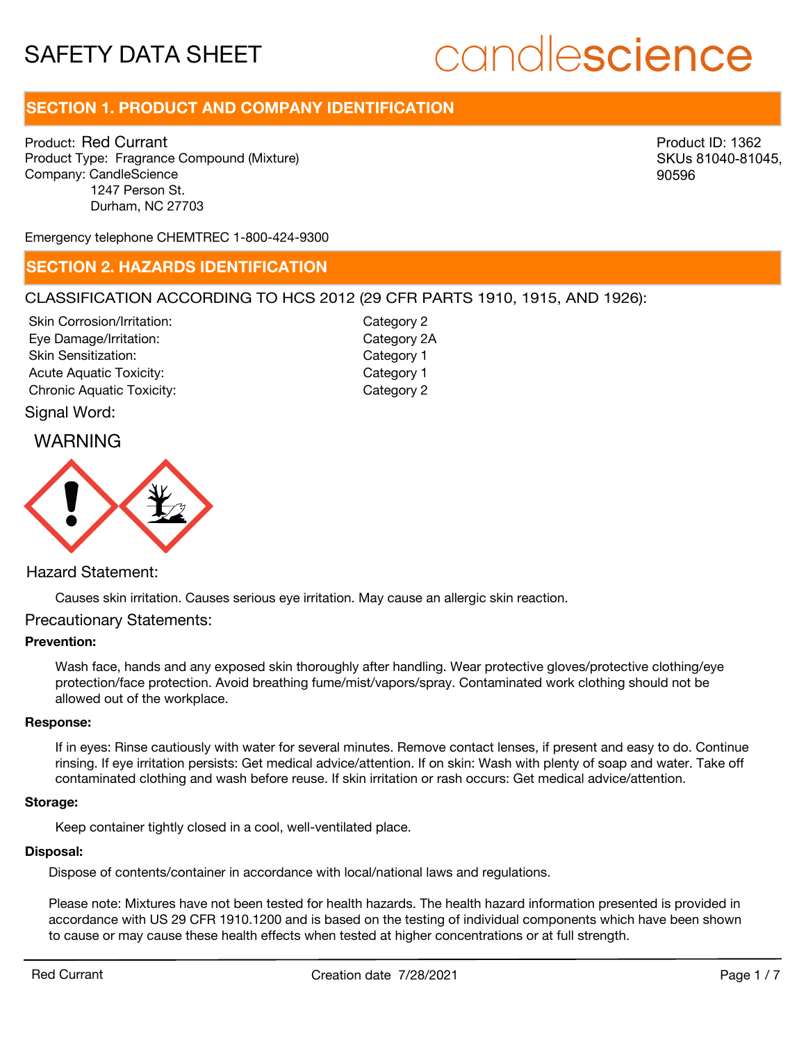# SAFETY DATA SHEET

candlescience

## SECTION 1. PRODUCT AND COMPANY IDENTIFICATION

Product: Red Currant
Product Type: Fragrance Compound (Mixture)
Company: CandleScience
1247 Person St.
Durham, NC 27703

Product ID: 1362
SKUs 81040-81045, 90596

Emergency telephone CHEMTREC 1-800-424-9300

## SECTION 2. HAZARDS IDENTIFICATION

CLASSIFICATION ACCORDING TO HCS 2012 (29 CFR PARTS 1910, 1915, AND 1926):

| | |
|---|---|
| Skin Corrosion/Irritation: | Category 2 |
| Eye Damage/Irritation: | Category 2A |
| Skin Sensitization: | Category 1 |
| Acute Aquatic Toxicity: | Category 1 |
| Chronic Aquatic Toxicity: | Category 2 |

Signal Word:

WARNING

Hazard Statement:

Causes skin irritation. Causes serious eye irritation. May cause an allergic skin reaction.

Precautionary Statements:

**Prevention:**

Wash face, hands and any exposed skin thoroughly after handling. Wear protective gloves/protective clothing/eye protection/face protection. Avoid breathing fume/mist/vapors/spray. Contaminated work clothing should not be allowed out of the workplace.

**Response:**

If in eyes: Rinse cautiously with water for several minutes. Remove contact lenses, if present and easy to do. Continue rinsing. If eye irritation persists: Get medical advice/attention. If on skin: Wash with plenty of soap and water. Take off contaminated clothing and wash before reuse. If skin irritation or rash occurs: Get medical advice/attention.

**Storage:**

Keep container tightly closed in a cool, well-ventilated place.

**Disposal:**

Dispose of contents/container in accordance with local/national laws and regulations.

Please note: Mixtures have not been tested for health hazards. The health hazard information presented is provided in accordance with US 29 CFR 1910.1200 and is based on the testing of individual components which have been shown to cause or may cause these health effects when tested at higher concentrations or at full strength.

Red Currant    Creation date 7/28/2021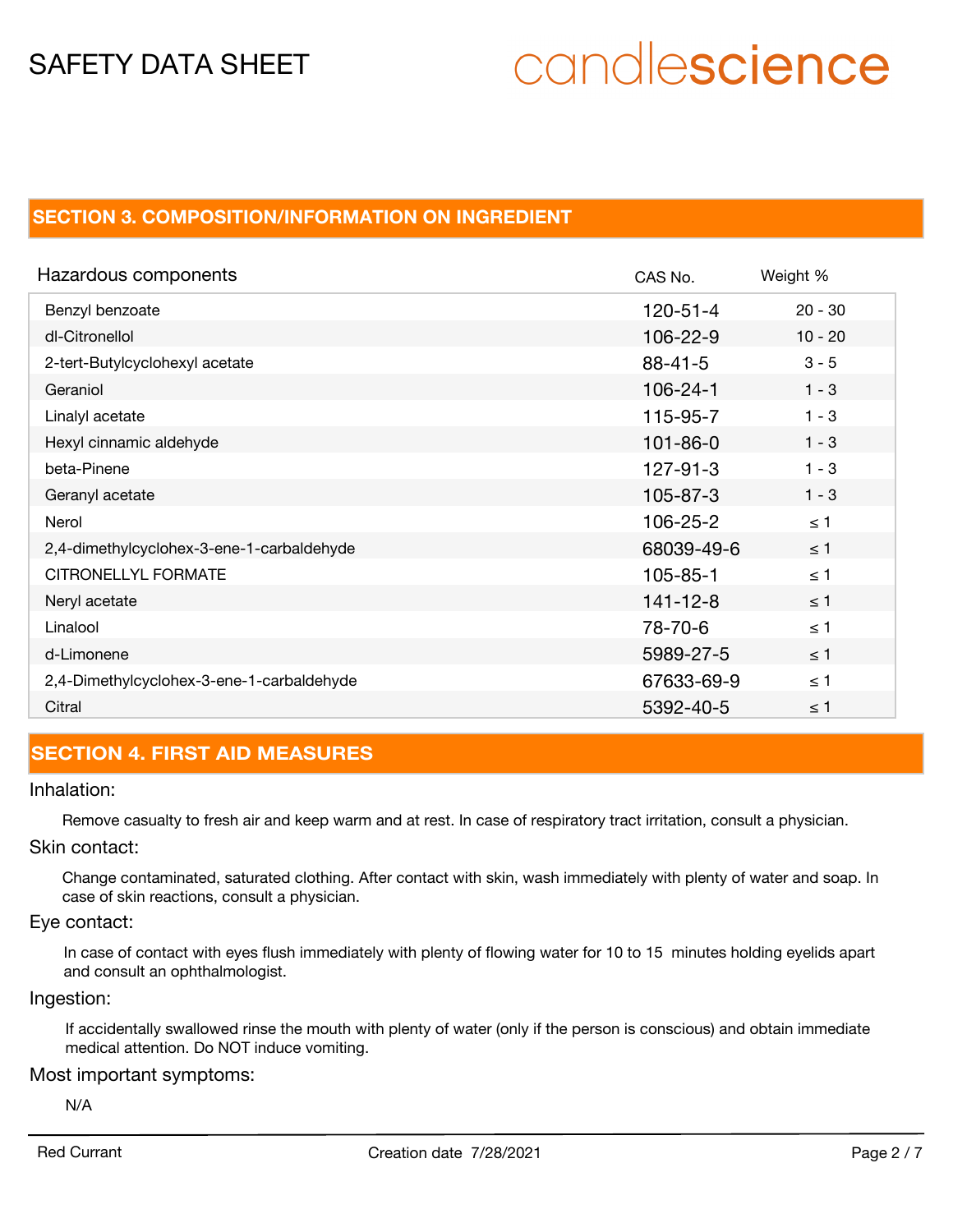## SECTION 3. COMPOSITION/INFORMATION ON INGREDIENT

| Hazardous components | CAS No. | Weight % |
| --- | --- | --- |
| Benzyl benzoate | 120-51-4 | 20 - 30 |
| dl-Citronellol | 106-22-9 | 10 - 20 |
| 2-tert-Butylcyclohexyl acetate | 88-41-5 | 3 - 5 |
| Geraniol | 106-24-1 | 1 - 3 |
| Linalyl acetate | 115-95-7 | 1 - 3 |
| Hexyl cinnamic aldehyde | 101-86-0 | 1 - 3 |
| beta-Pinene | 127-91-3 | 1 - 3 |
| Geranyl acetate | 105-87-3 | 1 - 3 |
| Nerol | 106-25-2 | ≤ 1 |
| 2,4-dimethylcyclohex-3-ene-1-carbaldehyde | 68039-49-6 | ≤ 1 |
| CITRONELLYL FORMATE | 105-85-1 | ≤ 1 |
| Neryl acetate | 141-12-8 | ≤ 1 |
| Linalool | 78-70-6 | ≤ 1 |
| d-Limonene | 5989-27-5 | ≤ 1 |
| 2,4-Dimethylcyclohex-3-ene-1-carbaldehyde | 67633-69-9 | ≤ 1 |
| Citral | 5392-40-5 | ≤ 1 |

## SECTION 4. FIRST AID MEASURES

Inhalation:

Remove casualty to fresh air and keep warm and at rest. In case of respiratory tract irritation, consult a physician.

Skin contact:

Change contaminated, saturated clothing. After contact with skin, wash immediately with plenty of water and soap. In case of skin reactions, consult a physician.

Eye contact:

In case of contact with eyes flush immediately with plenty of flowing water for 10 to 15 minutes holding eyelids apart and consult an ophthalmologist.

Ingestion:

If accidentally swallowed rinse the mouth with plenty of water (only if the person is conscious) and obtain immediate medical attention. Do NOT induce vomiting.

Most important symptoms:

N/A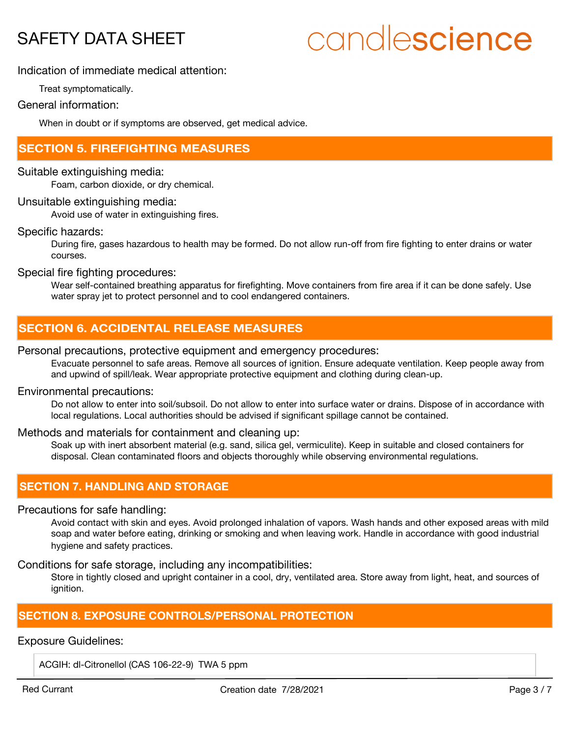Indication of immediate medical attention:

Treat symptomatically.

General information:

When in doubt or if symptoms are observed, get medical advice.

## SECTION 5. FIREFIGHTING MEASURES

Suitable extinguishing media:

Foam, carbon dioxide, or dry chemical.

Unsuitable extinguishing media:

Avoid use of water in extinguishing fires.

Specific hazards:

During fire, gases hazardous to health may be formed. Do not allow run-off from fire fighting to enter drains or water courses.

Special fire fighting procedures:

Wear self-contained breathing apparatus for firefighting. Move containers from fire area if it can be done safely. Use water spray jet to protect personnel and to cool endangered containers.

## SECTION 6. ACCIDENTAL RELEASE MEASURES

Personal precautions, protective equipment and emergency procedures:

Evacuate personnel to safe areas. Remove all sources of ignition. Ensure adequate ventilation. Keep people away from and upwind of spill/leak. Wear appropriate protective equipment and clothing during clean-up.

Environmental precautions:

Do not allow to enter into soil/subsoil. Do not allow to enter into surface water or drains. Dispose of in accordance with local regulations. Local authorities should be advised if significant spillage cannot be contained.

Methods and materials for containment and cleaning up:

Soak up with inert absorbent material (e.g. sand, silica gel, vermiculite). Keep in suitable and closed containers for disposal. Clean contaminated floors and objects thoroughly while observing environmental regulations.

## SECTION 7. HANDLING AND STORAGE

Precautions for safe handling:

Avoid contact with skin and eyes. Avoid prolonged inhalation of vapors. Wash hands and other exposed areas with mild soap and water before eating, drinking or smoking and when leaving work. Handle in accordance with good industrial hygiene and safety practices.

Conditions for safe storage, including any incompatibilities:

Store in tightly closed and upright container in a cool, dry, ventilated area. Store away from light, heat, and sources of ignition.

## SECTION 8. EXPOSURE CONTROLS/PERSONAL PROTECTION

Exposure Guidelines:

| ACGIH: dl-Citronellol (CAS 106-22-9) TWA 5 ppm |
|---|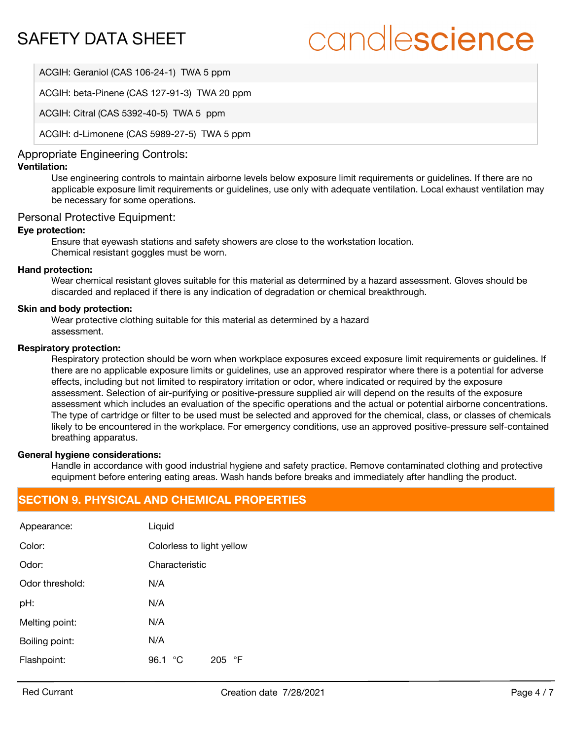| |
|---|
| ACGIH: Geraniol (CAS 106-24-1) TWA 5 ppm |
| ACGIH: beta-Pinene (CAS 127-91-3) TWA 20 ppm |
| ACGIH: Citral (CAS 5392-40-5) TWA 5 ppm |
| ACGIH: d-Limonene (CAS 5989-27-5) TWA 5 ppm |

### Appropriate Engineering Controls:

**Ventilation:**

Use engineering controls to maintain airborne levels below exposure limit requirements or guidelines. If there are no applicable exposure limit requirements or guidelines, use only with adequate ventilation. Local exhaust ventilation may be necessary for some operations.

### Personal Protective Equipment:

**Eye protection:**

Ensure that eyewash stations and safety showers are close to the workstation location.
Chemical resistant goggles must be worn.

**Hand protection:**

Wear chemical resistant gloves suitable for this material as determined by a hazard assessment. Gloves should be discarded and replaced if there is any indication of degradation or chemical breakthrough.

**Skin and body protection:**

Wear protective clothing suitable for this material as determined by a hazard assessment.

**Respiratory protection:**

Respiratory protection should be worn when workplace exposures exceed exposure limit requirements or guidelines. If there are no applicable exposure limits or guidelines, use an approved respirator where there is a potential for adverse effects, including but not limited to respiratory irritation or odor, where indicated or required by the exposure assessment. Selection of air-purifying or positive-pressure supplied air will depend on the results of the exposure assessment which includes an evaluation of the specific operations and the actual or potential airborne concentrations. The type of cartridge or filter to be used must be selected and approved for the chemical, class, or classes of chemicals likely to be encountered in the workplace. For emergency conditions, use an approved positive-pressure self-contained breathing apparatus.

**General hygiene considerations:**

Handle in accordance with good industrial hygiene and safety practice. Remove contaminated clothing and protective equipment before entering eating areas. Wash hands before breaks and immediately after handling the product.

## SECTION 9. PHYSICAL AND CHEMICAL PROPERTIES

| | |
|---|---|
| Appearance: | Liquid |
| Color: | Colorless to light yellow |
| Odor: | Characteristic |
| Odor threshold: | N/A |
| pH: | N/A |
| Melting point: | N/A |
| Boiling point: | N/A |
| Flashpoint: | 96.1 °C 205 °F |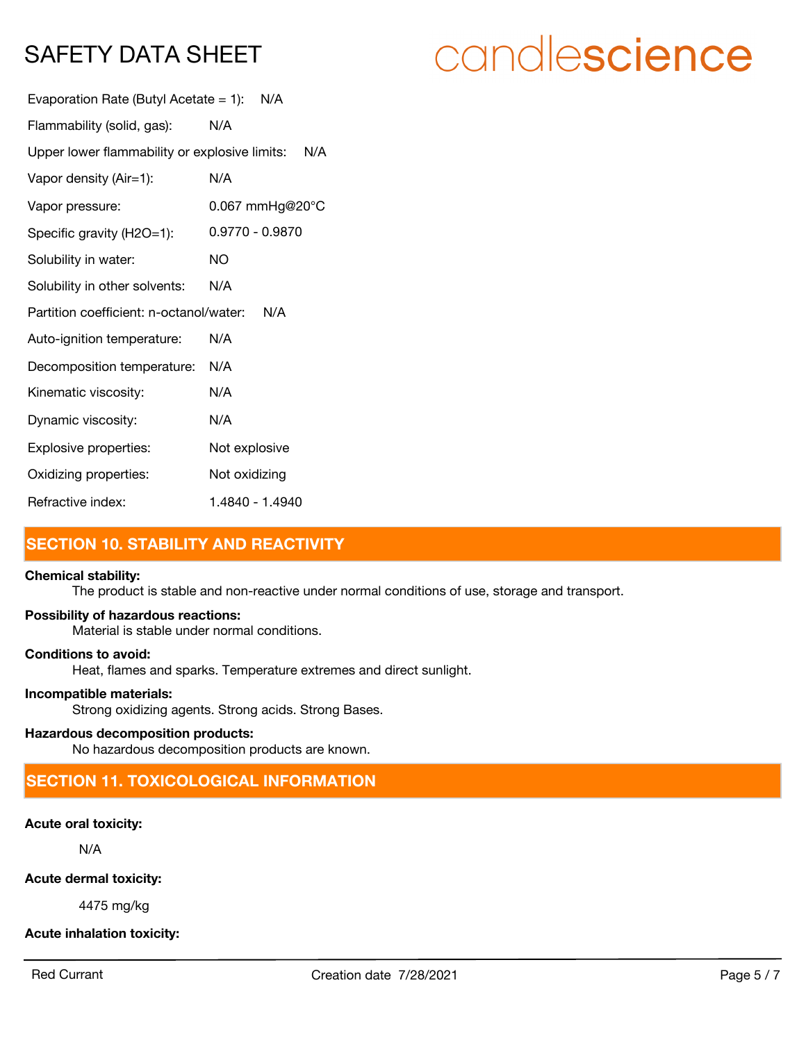Evaporation Rate (Butyl Acetate = 1): N/A

Flammability (solid, gas): N/A

Upper lower flammability or explosive limits: N/A

Vapor density (Air=1): N/A

Vapor pressure: 0.067 mmHg@20°C

Specific gravity (H2O=1): 0.9770 - 0.9870

Solubility in water: NO

Solubility in other solvents: N/A

Partition coefficient: n-octanol/water: N/A

Auto-ignition temperature: N/A

Decomposition temperature: N/A

Kinematic viscosity: N/A

Dynamic viscosity: N/A

Explosive properties: Not explosive

Oxidizing properties: Not oxidizing

Refractive index: 1.4840 - 1.4940

## SECTION 10. STABILITY AND REACTIVITY

**Chemical stability:**
The product is stable and non-reactive under normal conditions of use, storage and transport.

**Possibility of hazardous reactions:**
Material is stable under normal conditions.

**Conditions to avoid:**
Heat, flames and sparks. Temperature extremes and direct sunlight.

**Incompatible materials:**
Strong oxidizing agents. Strong acids. Strong Bases.

**Hazardous decomposition products:**
No hazardous decomposition products are known.

## SECTION 11. TOXICOLOGICAL INFORMATION

**Acute oral toxicity:**

N/A

**Acute dermal toxicity:**

4475 mg/kg

**Acute inhalation toxicity:**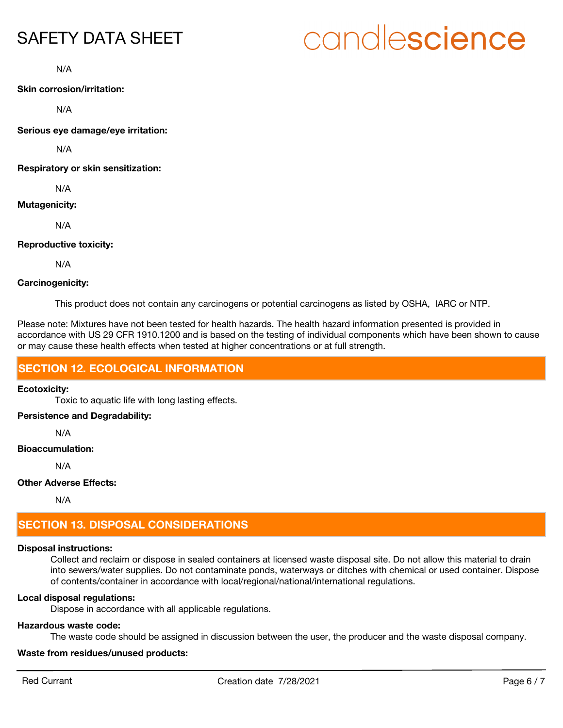N/A

**Skin corrosion/irritation:**

N/A

**Serious eye damage/eye irritation:**

N/A

**Respiratory or skin sensitization:**

N/A

**Mutagenicity:**

N/A

**Reproductive toxicity:**

N/A

**Carcinogenicity:**

This product does not contain any carcinogens or potential carcinogens as listed by OSHA, IARC or NTP.

Please note: Mixtures have not been tested for health hazards. The health hazard information presented is provided in accordance with US 29 CFR 1910.1200 and is based on the testing of individual components which have been shown to cause or may cause these health effects when tested at higher concentrations or at full strength.

## SECTION 12. ECOLOGICAL INFORMATION

**Ecotoxicity:**

Toxic to aquatic life with long lasting effects.

**Persistence and Degradability:**

N/A

**Bioaccumulation:**

N/A

**Other Adverse Effects:**

N/A

## SECTION 13. DISPOSAL CONSIDERATIONS

**Disposal instructions:**

Collect and reclaim or dispose in sealed containers at licensed waste disposal site. Do not allow this material to drain into sewers/water supplies. Do not contaminate ponds, waterways or ditches with chemical or used container. Dispose of contents/container in accordance with local/regional/national/international regulations.

**Local disposal regulations:**

Dispose in accordance with all applicable regulations.

**Hazardous waste code:**

The waste code should be assigned in discussion between the user, the producer and the waste disposal company.

**Waste from residues/unused products:**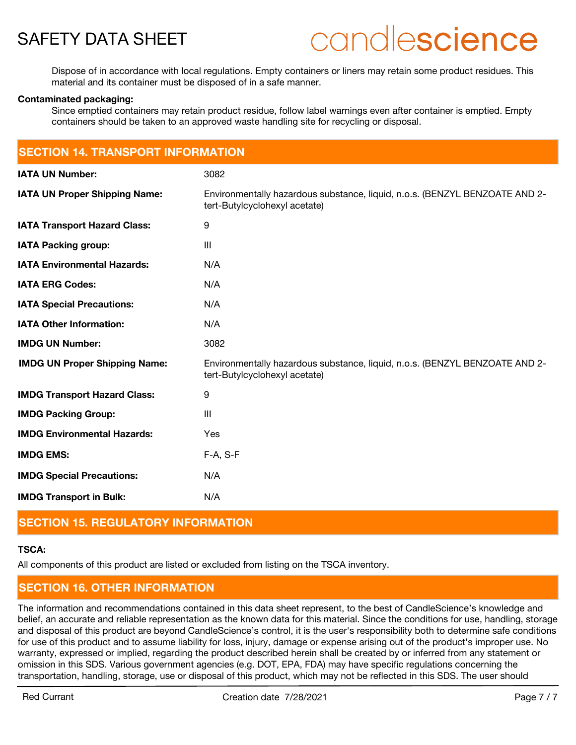Dispose of in accordance with local regulations. Empty containers or liners may retain some product residues. This material and its container must be disposed of in a safe manner.

**Contaminated packaging:**

Since emptied containers may retain product residue, follow label warnings even after container is emptied. Empty containers should be taken to an approved waste handling site for recycling or disposal.

## SECTION 14. TRANSPORT INFORMATION

| | |
|---|---|
| **IATA UN Number:** | 3082 |
| **IATA UN Proper Shipping Name:** | Environmentally hazardous substance, liquid, n.o.s. (BENZYL BENZOATE AND 2-tert-Butylcyclohexyl acetate) |
| **IATA Transport Hazard Class:** | 9 |
| **IATA Packing group:** | III |
| **IATA Environmental Hazards:** | N/A |
| **IATA ERG Codes:** | N/A |
| **IATA Special Precautions:** | N/A |
| **IATA Other Information:** | N/A |
| **IMDG UN Number:** | 3082 |
| **IMDG UN Proper Shipping Name:** | Environmentally hazardous substance, liquid, n.o.s. (BENZYL BENZOATE AND 2-tert-Butylcyclohexyl acetate) |
| **IMDG Transport Hazard Class:** | 9 |
| **IMDG Packing Group:** | III |
| **IMDG Environmental Hazards:** | Yes |
| **IMDG EMS:** | F-A, S-F |
| **IMDG Special Precautions:** | N/A |
| **IMDG Transport in Bulk:** | N/A |

## SECTION 15. REGULATORY INFORMATION

**TSCA:**

All components of this product are listed or excluded from listing on the TSCA inventory.

## SECTION 16. OTHER INFORMATION

The information and recommendations contained in this data sheet represent, to the best of CandleScience's knowledge and belief, an accurate and reliable representation as the known data for this material. Since the conditions for use, handling, storage and disposal of this product are beyond CandleScience's control, it is the user's responsibility both to determine safe conditions for use of this product and to assume liability for loss, injury, damage or expense arising out of the product's improper use. No warranty, expressed or implied, regarding the product described herein shall be created by or inferred from any statement or omission in this SDS. Various government agencies (e.g. DOT, EPA, FDA) may have specific regulations concerning the transportation, handling, storage, use or disposal of this product, which may not be reflected in this SDS. The user should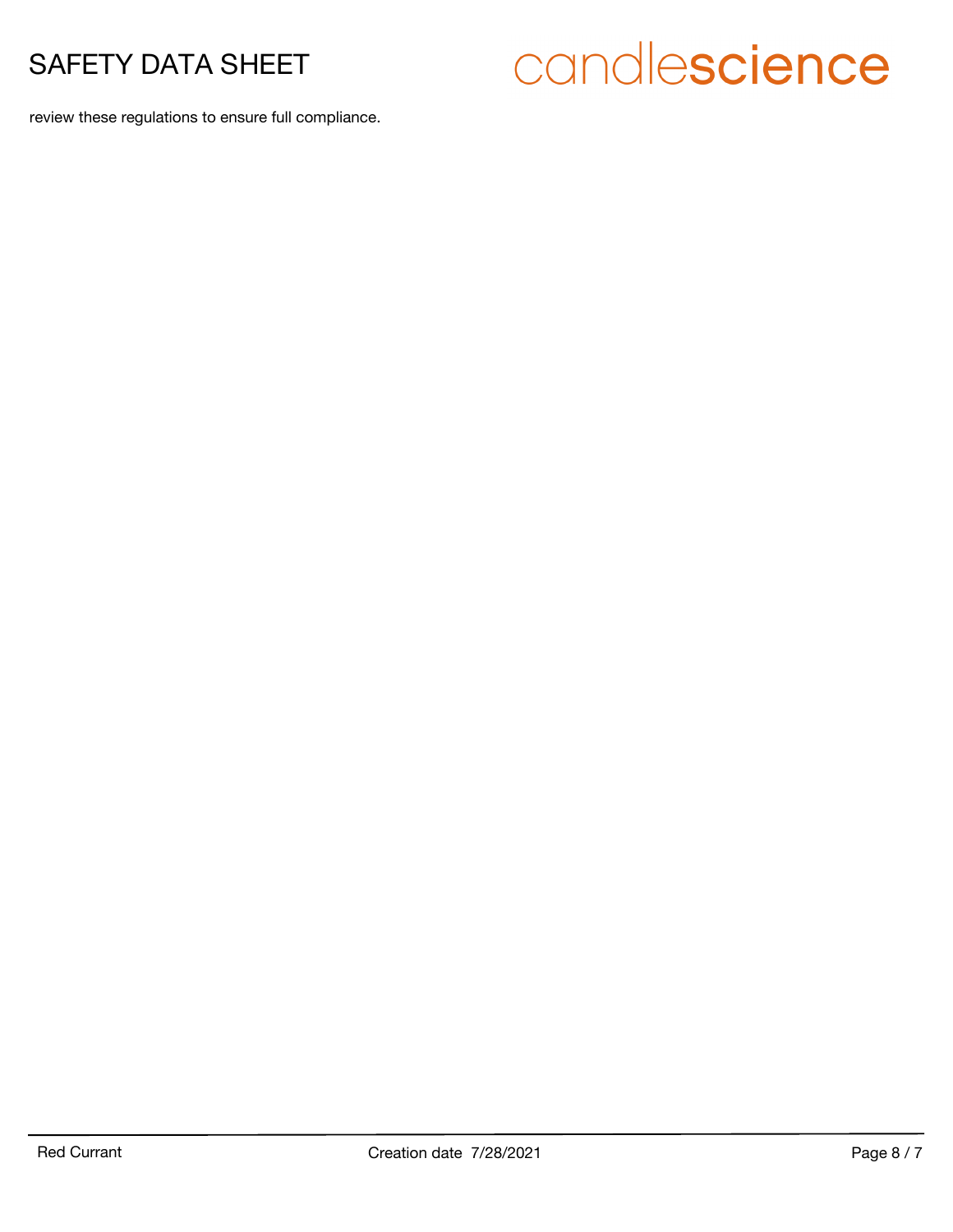review these regulations to ensure full compliance.